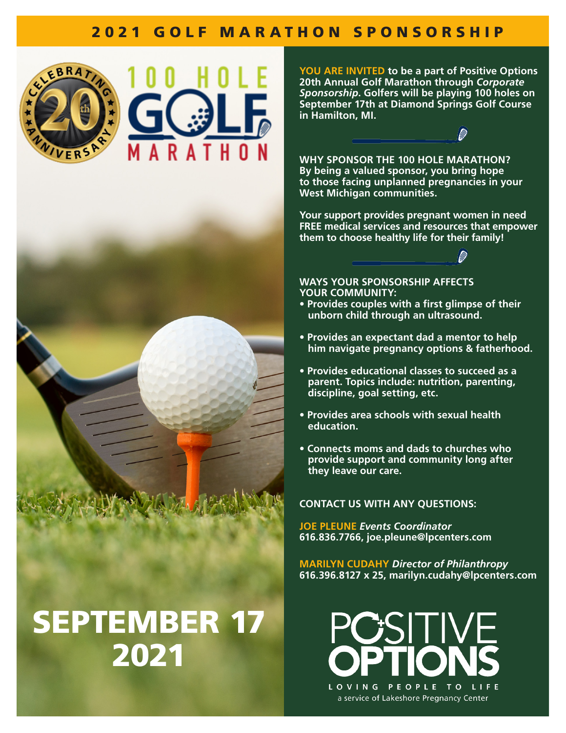# 2021 GOLF MARATHON SPONSORSHIP

CELEBRATING 20th ANNIVERSARY

100 HOLE GOLF MARATHON

**SEPTEMBER 17 2021**

**YOU ARE INVITED** to be a part of Positive Options 20th Annual Golf Marathon through *Corporate Sponsorship*. Golfers will be playing 100 holes on September 17th at Diamond Springs Golf Course in Hamilton, MI.

**WHY SPONSOR THE 100 HOLE MARATHON?**
By being a valued sponsor, you bring hope to those facing unplanned pregnancies in your West Michigan communities.

Your support provides pregnant women in need FREE medical services and resources that empower them to choose healthy life for their family!

**WAYS YOUR SPONSORSHIP AFFECTS YOUR COMMUNITY:**

- Provides couples with a first glimpse of their unborn child through an ultrasound.
- Provides an expectant dad a mentor to help him navigate pregnancy options & fatherhood.
- Provides educational classes to succeed as a parent. Topics include: nutrition, parenting, discipline, goal setting, etc.
- Provides area schools with sexual health education.
- Connects moms and dads to churches who provide support and community long after they leave our care.

**CONTACT US WITH ANY QUESTIONS:**

**JOE PLEUNE** *Events Coordinator*
616.836.7766, joe.pleune@lpcenters.com

**MARILYN CUDAHY** *Director of Philanthropy*
616.396.8127 x 25, marilyn.cudahy@lpcenters.com

POSITIVE OPTIONS
LOVING PEOPLE TO LIFE
a service of Lakeshore Pregnancy Center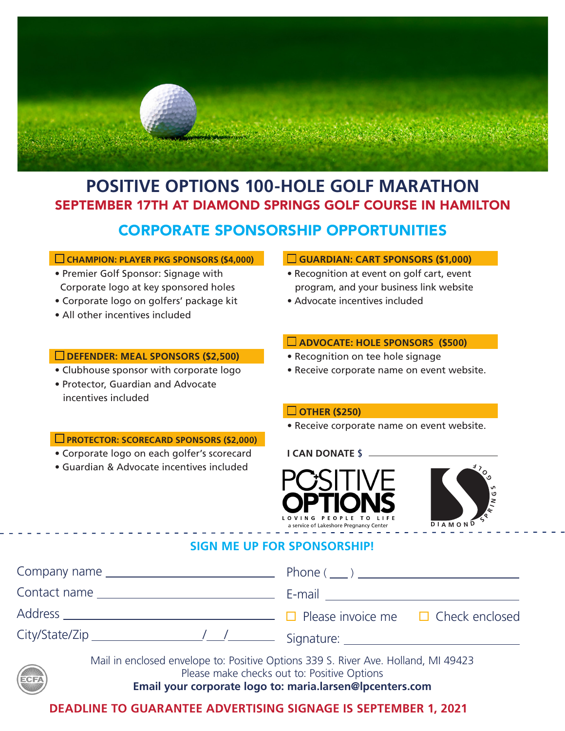# POSITIVE OPTIONS 100-HOLE GOLF MARATHON

## SEPTEMBER 17TH AT DIAMOND SPRINGS GOLF COURSE IN HAMILTON

## CORPORATE SPONSORSHIP OPPORTUNITIES

☐ **CHAMPION: PLAYER PKG SPONSORS ($4,000)**

- Premier Golf Sponsor: Signage with Corporate logo at key sponsored holes
- Corporate logo on golfers' package kit
- All other incentives included

☐ **DEFENDER: MEAL SPONSORS ($2,500)**

- Clubhouse sponsor with corporate logo
- Protector, Guardian and Advocate incentives included

☐ **PROTECTOR: SCORECARD SPONSORS ($2,000)**

- Corporate logo on each golfer's scorecard
- Guardian & Advocate incentives included

☐ **GUARDIAN: CART SPONSORS ($1,000)**

- Recognition at event on golf cart, event program, and your business link website
- Advocate incentives included

☐ **ADVOCATE: HOLE SPONSORS ($500)**

- Recognition on tee hole signage
- Receive corporate name on event website.

☐ **OTHER ($250)**

- Receive corporate name on event website.

**I CAN DONATE $** ____________

POSITIVE OPTIONS
LOVING PEOPLE TO LIFE
a service of Lakeshore Pregnancy Center

DIAMOND SPRINGS GOLF

## SIGN ME UP FOR SPONSORSHIP!

Company name ____________________

Contact name ____________________

Address ____________________

City/State/Zip __________ / __ / ______

Phone ( ___ ) ____________________

E-mail ____________________

☐ Please invoice me ☐ Check enclosed

Signature: ____________________

Mail in enclosed envelope to: Positive Options 339 S. River Ave. Holland, MI 49423

Please make checks out to: Positive Options

**Email your corporate logo to: maria.larsen@lpcenters.com**

ECFA

**DEADLINE TO GUARANTEE ADVERTISING SIGNAGE IS SEPTEMBER 1, 2021**